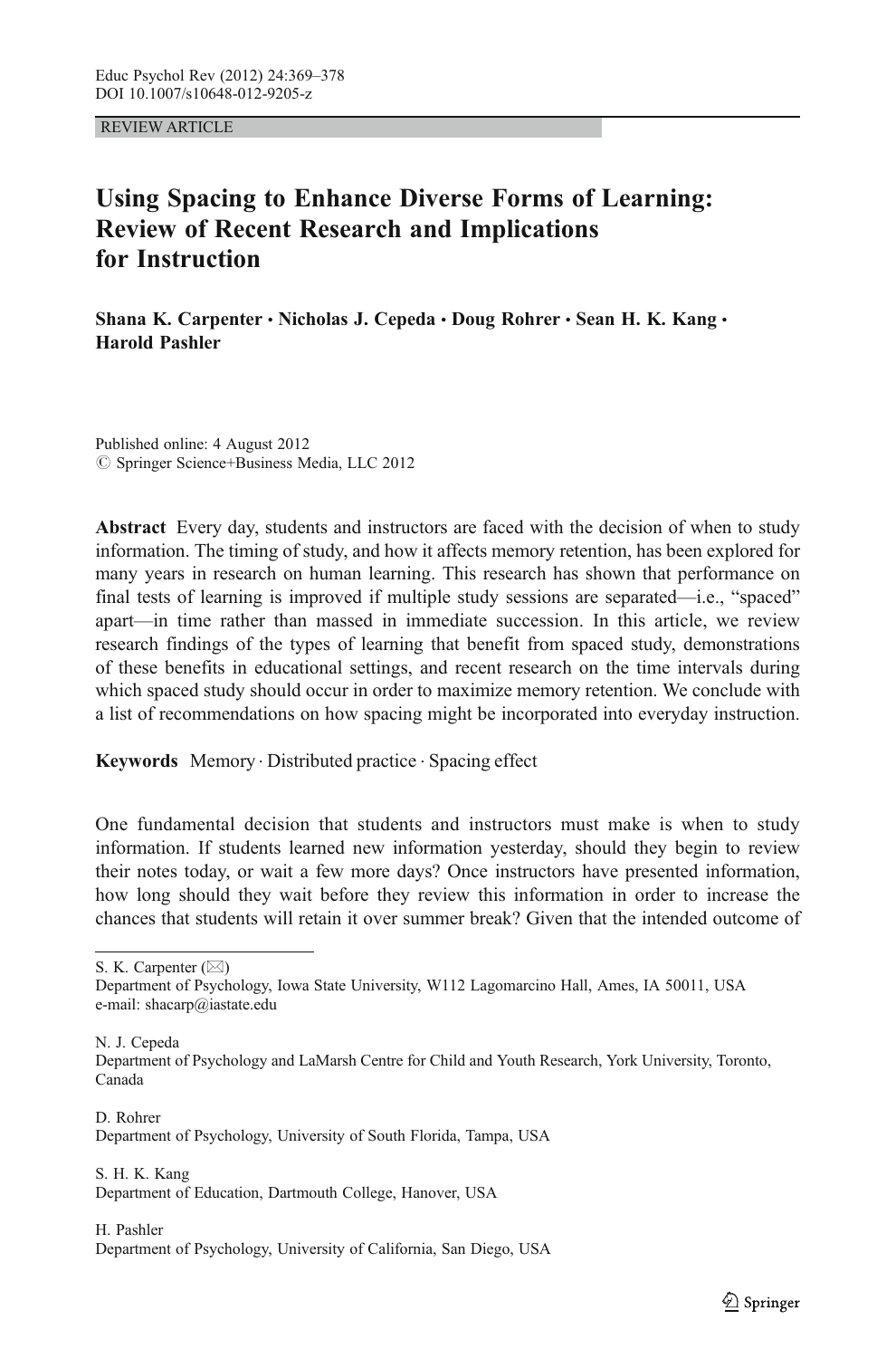REVIEW ARTICLE

# Using Spacing to Enhance Diverse Forms of Learning: Review of Recent Research and Implications for Instruction

**Shana K. Carpenter · Nicholas J. Cepeda · Doug Rohrer · Sean H. K. Kang · Harold Pashler**

Published online: 4 August 2012
© Springer Science+Business Media, LLC 2012

**Abstract** Every day, students and instructors are faced with the decision of when to study information. The timing of study, and how it affects memory retention, has been explored for many years in research on human learning. This research has shown that performance on final tests of learning is improved if multiple study sessions are separated—i.e., "spaced" apart—in time rather than massed in immediate succession. In this article, we review research findings of the types of learning that benefit from spaced study, demonstrations of these benefits in educational settings, and recent research on the time intervals during which spaced study should occur in order to maximize memory retention. We conclude with a list of recommendations on how spacing might be incorporated into everyday instruction.

**Keywords** Memory · Distributed practice · Spacing effect

One fundamental decision that students and instructors must make is when to study information. If students learned new information yesterday, should they begin to review their notes today, or wait a few more days? Once instructors have presented information, how long should they wait before they review this information in order to increase the chances that students will retain it over summer break? Given that the intended outcome of

---

S. K. Carpenter (✉)
Department of Psychology, Iowa State University, W112 Lagomarcino Hall, Ames, IA 50011, USA
e-mail: shacarp@iastate.edu

N. J. Cepeda
Department of Psychology and LaMarsh Centre for Child and Youth Research, York University, Toronto, Canada

D. Rohrer
Department of Psychology, University of South Florida, Tampa, USA

S. H. K. Kang
Department of Education, Dartmouth College, Hanover, USA

H. Pashler
Department of Psychology, University of California, San Diego, USA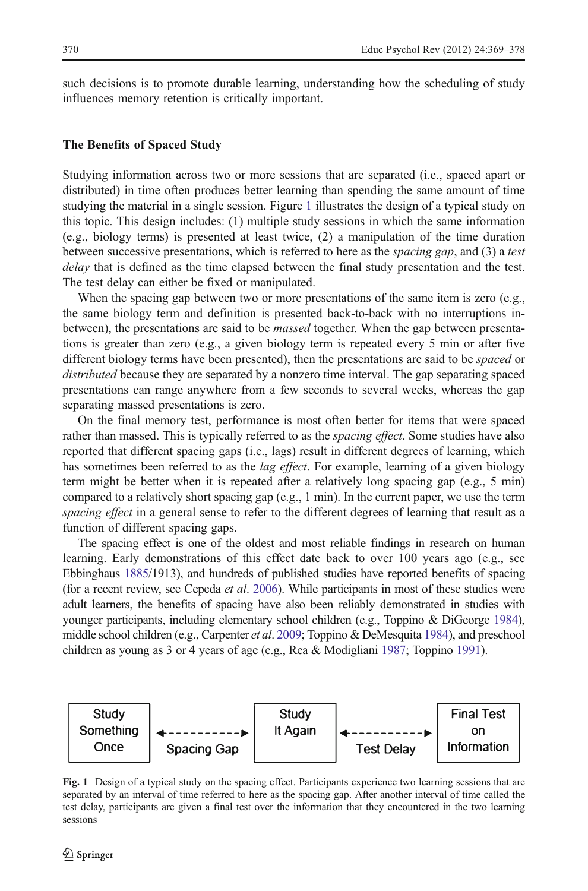such decisions is to promote durable learning, understanding how the scheduling of study influences memory retention is critically important.

### The Benefits of Spaced Study

Studying information across two or more sessions that are separated (i.e., spaced apart or distributed) in time often produces better learning than spending the same amount of time studying the material in a single session. Figure 1 illustrates the design of a typical study on this topic. This design includes: (1) multiple study sessions in which the same information (e.g., biology terms) is presented at least twice, (2) a manipulation of the time duration between successive presentations, which is referred to here as the *spacing gap*, and (3) a *test delay* that is defined as the time elapsed between the final study presentation and the test. The test delay can either be fixed or manipulated.

When the spacing gap between two or more presentations of the same item is zero (e.g., the same biology term and definition is presented back-to-back with no interruptions in-between), the presentations are said to be *massed* together. When the gap between presentations is greater than zero (e.g., a given biology term is repeated every 5 min or after five different biology terms have been presented), then the presentations are said to be *spaced* or *distributed* because they are separated by a nonzero time interval. The gap separating spaced presentations can range anywhere from a few seconds to several weeks, whereas the gap separating massed presentations is zero.

On the final memory test, performance is most often better for items that were spaced rather than massed. This is typically referred to as the *spacing effect*. Some studies have also reported that different spacing gaps (i.e., lags) result in different degrees of learning, which has sometimes been referred to as the *lag effect*. For example, learning of a given biology term might be better when it is repeated after a relatively long spacing gap (e.g., 5 min) compared to a relatively short spacing gap (e.g., 1 min). In the current paper, we use the term *spacing effect* in a general sense to refer to the different degrees of learning that result as a function of different spacing gaps.

The spacing effect is one of the oldest and most reliable findings in research on human learning. Early demonstrations of this effect date back to over 100 years ago (e.g., see Ebbinghaus 1885/1913), and hundreds of published studies have reported benefits of spacing (for a recent review, see Cepeda *et al*. 2006). While participants in most of these studies were adult learners, the benefits of spacing have also been reliably demonstrated in studies with younger participants, including elementary school children (e.g., Toppino & DiGeorge 1984), middle school children (e.g., Carpenter *et al*. 2009; Toppino & DeMesquita 1984), and preschool children as young as 3 or 4 years of age (e.g., Rea & Modigliani 1987; Toppino 1991).

| Study Something Once | ←– Spacing Gap –→ | Study It Again | ←– Test Delay –→ | Final Test on Information |
|---|---|---|---|---|

**Fig. 1** Design of a typical study on the spacing effect. Participants experience two learning sessions that are separated by an interval of time referred to here as the spacing gap. After another interval of time called the test delay, participants are given a final test over the information that they encountered in the two learning sessions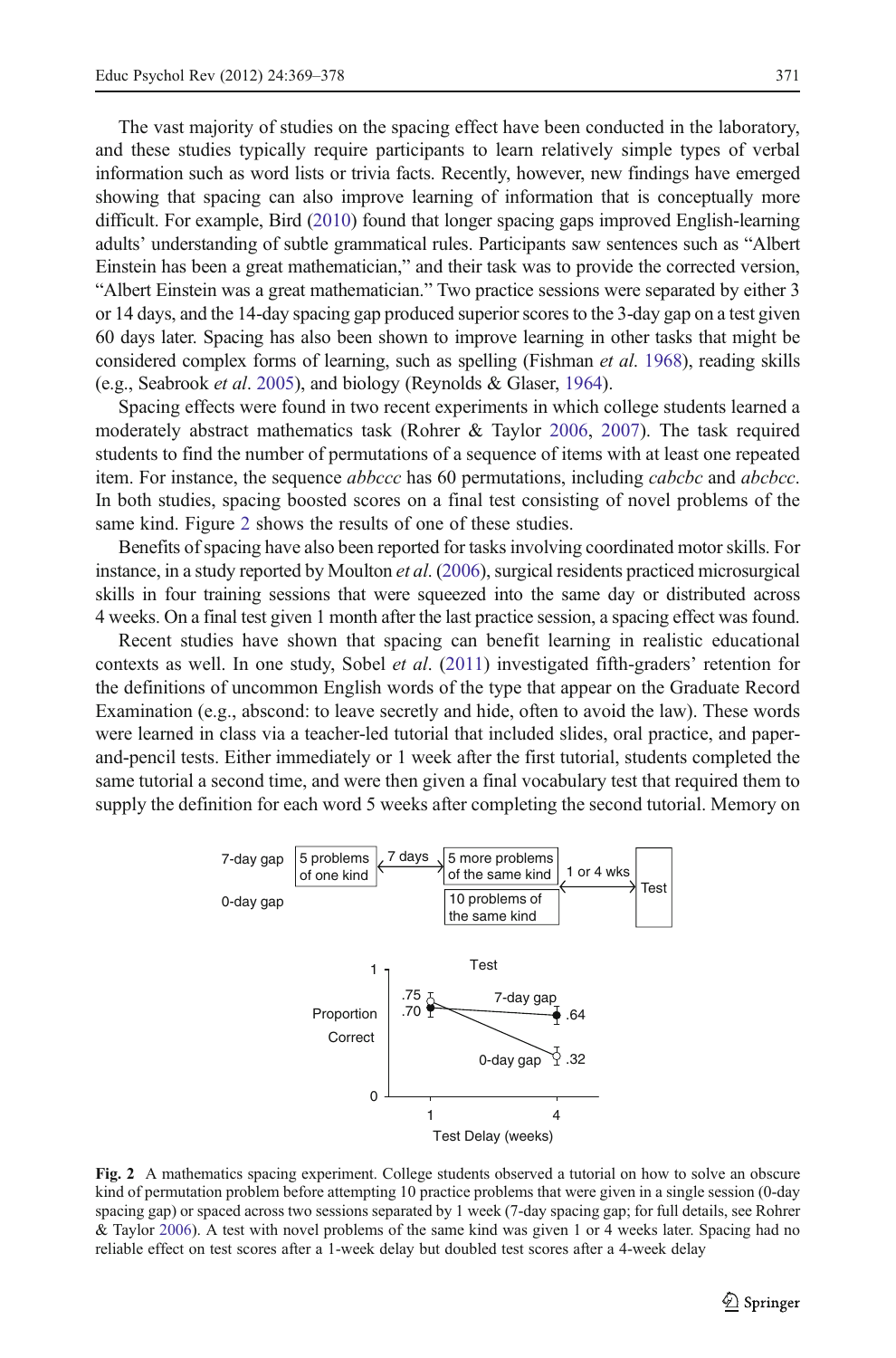The vast majority of studies on the spacing effect have been conducted in the laboratory, and these studies typically require participants to learn relatively simple types of verbal information such as word lists or trivia facts. Recently, however, new findings have emerged showing that spacing can also improve learning of information that is conceptually more difficult. For example, Bird (2010) found that longer spacing gaps improved English-learning adults' understanding of subtle grammatical rules. Participants saw sentences such as "Albert Einstein has been a great mathematician," and their task was to provide the corrected version, "Albert Einstein was a great mathematician." Two practice sessions were separated by either 3 or 14 days, and the 14-day spacing gap produced superior scores to the 3-day gap on a test given 60 days later. Spacing has also been shown to improve learning in other tasks that might be considered complex forms of learning, such as spelling (Fishman *et al.* 1968), reading skills (e.g., Seabrook *et al.* 2005), and biology (Reynolds & Glaser, 1964).

Spacing effects were found in two recent experiments in which college students learned a moderately abstract mathematics task (Rohrer & Taylor 2006, 2007). The task required students to find the number of permutations of a sequence of items with at least one repeated item. For instance, the sequence *abbccc* has 60 permutations, including *cabcbc* and *abcbcc*. In both studies, spacing boosted scores on a final test consisting of novel problems of the same kind. Figure 2 shows the results of one of these studies.

Benefits of spacing have also been reported for tasks involving coordinated motor skills. For instance, in a study reported by Moulton *et al.* (2006), surgical residents practiced microsurgical skills in four training sessions that were squeezed into the same day or distributed across 4 weeks. On a final test given 1 month after the last practice session, a spacing effect was found.

Recent studies have shown that spacing can benefit learning in realistic educational contexts as well. In one study, Sobel *et al.* (2011) investigated fifth-graders' retention for the definitions of uncommon English words of the type that appear on the Graduate Record Examination (e.g., abscond: to leave secretly and hide, often to avoid the law). These words were learned in class via a teacher-led tutorial that included slides, oral practice, and paper-and-pencil tests. Either immediately or 1 week after the first tutorial, students completed the same tutorial a second time, and were then given a final vocabulary test that required them to supply the definition for each word 5 weeks after completing the second tutorial. Memory on

**Fig. 2** A mathematics spacing experiment. College students observed a tutorial on how to solve an obscure kind of permutation problem before attempting 10 practice problems that were given in a single session (0-day spacing gap) or spaced across two sessions separated by 1 week (7-day spacing gap; for full details, see Rohrer & Taylor 2006). A test with novel problems of the same kind was given 1 or 4 weeks later. Spacing had no reliable effect on test scores after a 1-week delay but doubled test scores after a 4-week delay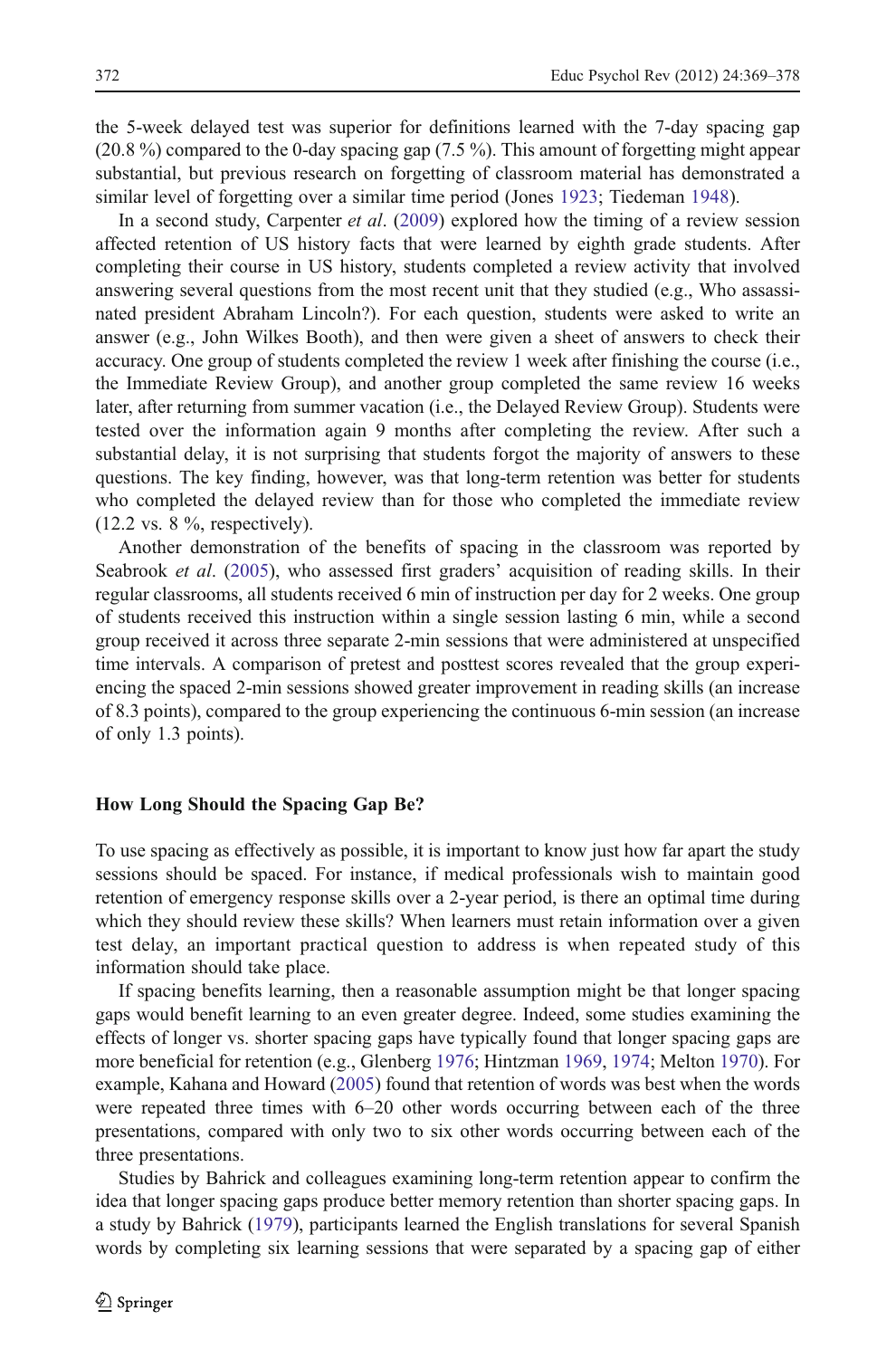the 5-week delayed test was superior for definitions learned with the 7-day spacing gap (20.8 %) compared to the 0-day spacing gap (7.5 %). This amount of forgetting might appear substantial, but previous research on forgetting of classroom material has demonstrated a similar level of forgetting over a similar time period (Jones 1923; Tiedeman 1948).

In a second study, Carpenter *et al*. (2009) explored how the timing of a review session affected retention of US history facts that were learned by eighth grade students. After completing their course in US history, students completed a review activity that involved answering several questions from the most recent unit that they studied (e.g., Who assassinated president Abraham Lincoln?). For each question, students were asked to write an answer (e.g., John Wilkes Booth), and then were given a sheet of answers to check their accuracy. One group of students completed the review 1 week after finishing the course (i.e., the Immediate Review Group), and another group completed the same review 16 weeks later, after returning from summer vacation (i.e., the Delayed Review Group). Students were tested over the information again 9 months after completing the review. After such a substantial delay, it is not surprising that students forgot the majority of answers to these questions. The key finding, however, was that long-term retention was better for students who completed the delayed review than for those who completed the immediate review (12.2 vs. 8 %, respectively).

Another demonstration of the benefits of spacing in the classroom was reported by Seabrook *et al*. (2005), who assessed first graders' acquisition of reading skills. In their regular classrooms, all students received 6 min of instruction per day for 2 weeks. One group of students received this instruction within a single session lasting 6 min, while a second group received it across three separate 2-min sessions that were administered at unspecified time intervals. A comparison of pretest and posttest scores revealed that the group experiencing the spaced 2-min sessions showed greater improvement in reading skills (an increase of 8.3 points), compared to the group experiencing the continuous 6-min session (an increase of only 1.3 points).

## How Long Should the Spacing Gap Be?

To use spacing as effectively as possible, it is important to know just how far apart the study sessions should be spaced. For instance, if medical professionals wish to maintain good retention of emergency response skills over a 2-year period, is there an optimal time during which they should review these skills? When learners must retain information over a given test delay, an important practical question to address is when repeated study of this information should take place.

If spacing benefits learning, then a reasonable assumption might be that longer spacing gaps would benefit learning to an even greater degree. Indeed, some studies examining the effects of longer vs. shorter spacing gaps have typically found that longer spacing gaps are more beneficial for retention (e.g., Glenberg 1976; Hintzman 1969, 1974; Melton 1970). For example, Kahana and Howard (2005) found that retention of words was best when the words were repeated three times with 6–20 other words occurring between each of the three presentations, compared with only two to six other words occurring between each of the three presentations.

Studies by Bahrick and colleagues examining long-term retention appear to confirm the idea that longer spacing gaps produce better memory retention than shorter spacing gaps. In a study by Bahrick (1979), participants learned the English translations for several Spanish words by completing six learning sessions that were separated by a spacing gap of either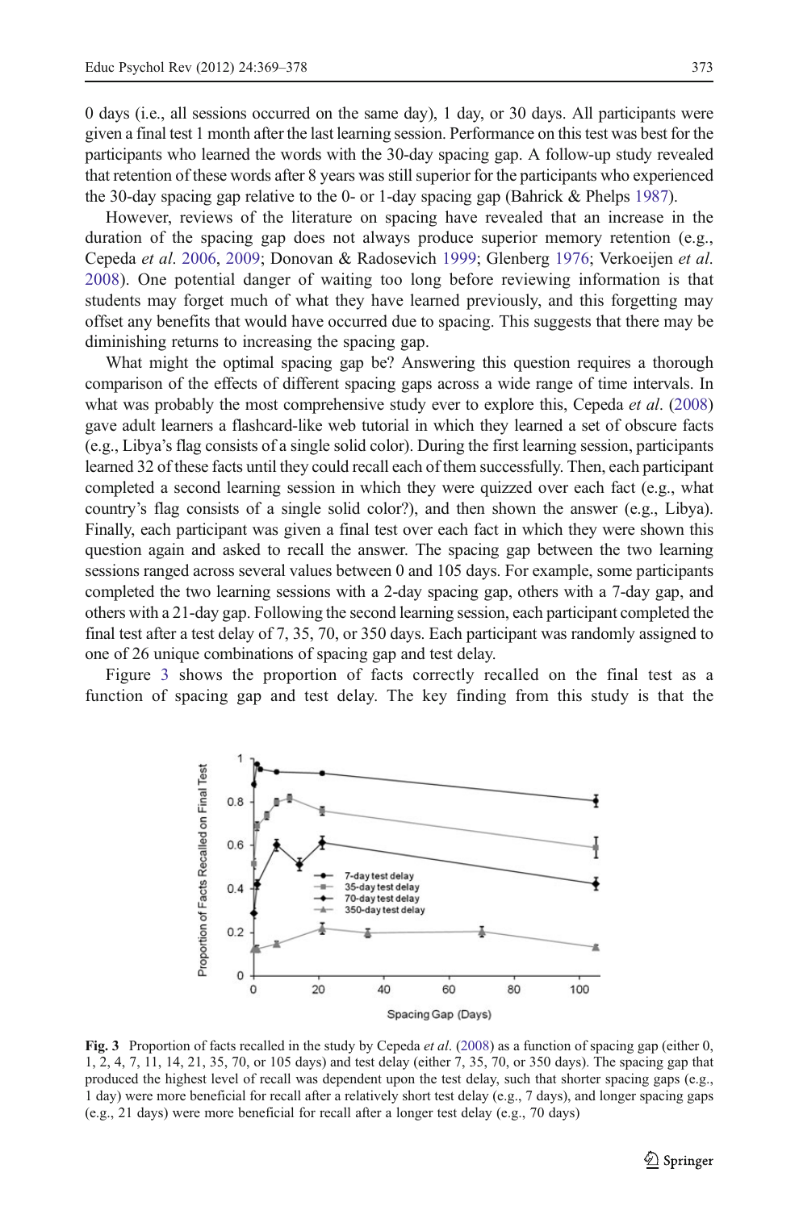0 days (i.e., all sessions occurred on the same day), 1 day, or 30 days. All participants were given a final test 1 month after the last learning session. Performance on this test was best for the participants who learned the words with the 30-day spacing gap. A follow-up study revealed that retention of these words after 8 years was still superior for the participants who experienced the 30-day spacing gap relative to the 0- or 1-day spacing gap (Bahrick & Phelps 1987).

However, reviews of the literature on spacing have revealed that an increase in the duration of the spacing gap does not always produce superior memory retention (e.g., Cepeda *et al*. 2006, 2009; Donovan & Radosevich 1999; Glenberg 1976; Verkoeijen *et al*. 2008). One potential danger of waiting too long before reviewing information is that students may forget much of what they have learned previously, and this forgetting may offset any benefits that would have occurred due to spacing. This suggests that there may be diminishing returns to increasing the spacing gap.

What might the optimal spacing gap be? Answering this question requires a thorough comparison of the effects of different spacing gaps across a wide range of time intervals. In what was probably the most comprehensive study ever to explore this, Cepeda *et al*. (2008) gave adult learners a flashcard-like web tutorial in which they learned a set of obscure facts (e.g., Libya's flag consists of a single solid color). During the first learning session, participants learned 32 of these facts until they could recall each of them successfully. Then, each participant completed a second learning session in which they were quizzed over each fact (e.g., what country's flag consists of a single solid color?), and then shown the answer (e.g., Libya). Finally, each participant was given a final test over each fact in which they were shown this question again and asked to recall the answer. The spacing gap between the two learning sessions ranged across several values between 0 and 105 days. For example, some participants completed the two learning sessions with a 2-day spacing gap, others with a 7-day gap, and others with a 21-day gap. Following the second learning session, each participant completed the final test after a test delay of 7, 35, 70, or 350 days. Each participant was randomly assigned to one of 26 unique combinations of spacing gap and test delay.

Figure 3 shows the proportion of facts correctly recalled on the final test as a function of spacing gap and test delay. The key finding from this study is that the

**Fig. 3** Proportion of facts recalled in the study by Cepeda *et al*. (2008) as a function of spacing gap (either 0, 1, 2, 4, 7, 11, 14, 21, 35, 70, or 105 days) and test delay (either 7, 35, 70, or 350 days). The spacing gap that produced the highest level of recall was dependent upon the test delay, such that shorter spacing gaps (e.g., 1 day) were more beneficial for recall after a relatively short test delay (e.g., 7 days), and longer spacing gaps (e.g., 21 days) were more beneficial for recall after a longer test delay (e.g., 70 days)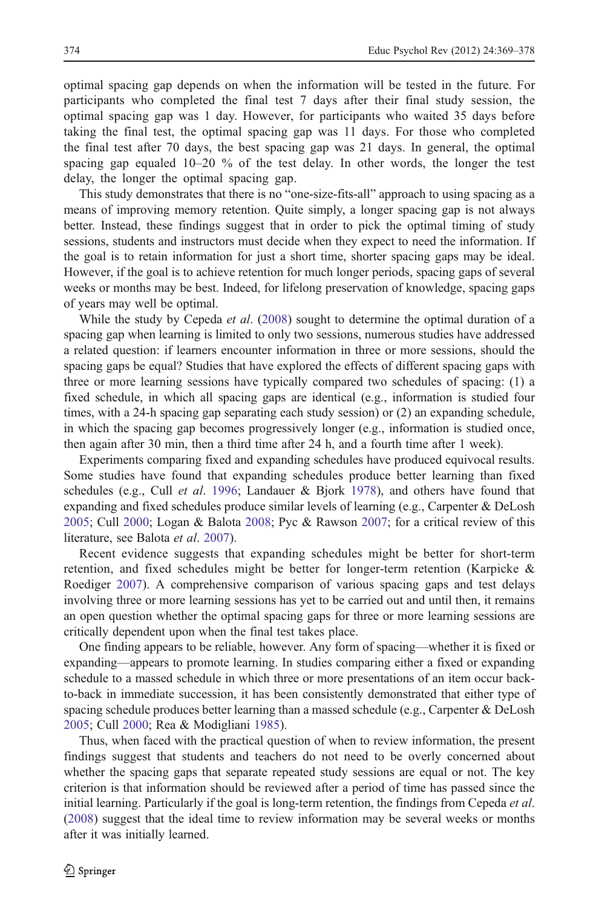optimal spacing gap depends on when the information will be tested in the future. For participants who completed the final test 7 days after their final study session, the optimal spacing gap was 1 day. However, for participants who waited 35 days before taking the final test, the optimal spacing gap was 11 days. For those who completed the final test after 70 days, the best spacing gap was 21 days. In general, the optimal spacing gap equaled 10–20 % of the test delay. In other words, the longer the test delay, the longer the optimal spacing gap.

This study demonstrates that there is no "one-size-fits-all" approach to using spacing as a means of improving memory retention. Quite simply, a longer spacing gap is not always better. Instead, these findings suggest that in order to pick the optimal timing of study sessions, students and instructors must decide when they expect to need the information. If the goal is to retain information for just a short time, shorter spacing gaps may be ideal. However, if the goal is to achieve retention for much longer periods, spacing gaps of several weeks or months may be best. Indeed, for lifelong preservation of knowledge, spacing gaps of years may well be optimal.

While the study by Cepeda *et al*. (2008) sought to determine the optimal duration of a spacing gap when learning is limited to only two sessions, numerous studies have addressed a related question: if learners encounter information in three or more sessions, should the spacing gaps be equal? Studies that have explored the effects of different spacing gaps with three or more learning sessions have typically compared two schedules of spacing: (1) a fixed schedule, in which all spacing gaps are identical (e.g., information is studied four times, with a 24-h spacing gap separating each study session) or (2) an expanding schedule, in which the spacing gap becomes progressively longer (e.g., information is studied once, then again after 30 min, then a third time after 24 h, and a fourth time after 1 week).

Experiments comparing fixed and expanding schedules have produced equivocal results. Some studies have found that expanding schedules produce better learning than fixed schedules (e.g., Cull *et al*. 1996; Landauer & Bjork 1978), and others have found that expanding and fixed schedules produce similar levels of learning (e.g., Carpenter & DeLosh 2005; Cull 2000; Logan & Balota 2008; Pyc & Rawson 2007; for a critical review of this literature, see Balota *et al*. 2007).

Recent evidence suggests that expanding schedules might be better for short-term retention, and fixed schedules might be better for longer-term retention (Karpicke & Roediger 2007). A comprehensive comparison of various spacing gaps and test delays involving three or more learning sessions has yet to be carried out and until then, it remains an open question whether the optimal spacing gaps for three or more learning sessions are critically dependent upon when the final test takes place.

One finding appears to be reliable, however. Any form of spacing—whether it is fixed or expanding—appears to promote learning. In studies comparing either a fixed or expanding schedule to a massed schedule in which three or more presentations of an item occur back-to-back in immediate succession, it has been consistently demonstrated that either type of spacing schedule produces better learning than a massed schedule (e.g., Carpenter & DeLosh 2005; Cull 2000; Rea & Modigliani 1985).

Thus, when faced with the practical question of when to review information, the present findings suggest that students and teachers do not need to be overly concerned about whether the spacing gaps that separate repeated study sessions are equal or not. The key criterion is that information should be reviewed after a period of time has passed since the initial learning. Particularly if the goal is long-term retention, the findings from Cepeda *et al*. (2008) suggest that the ideal time to review information may be several weeks or months after it was initially learned.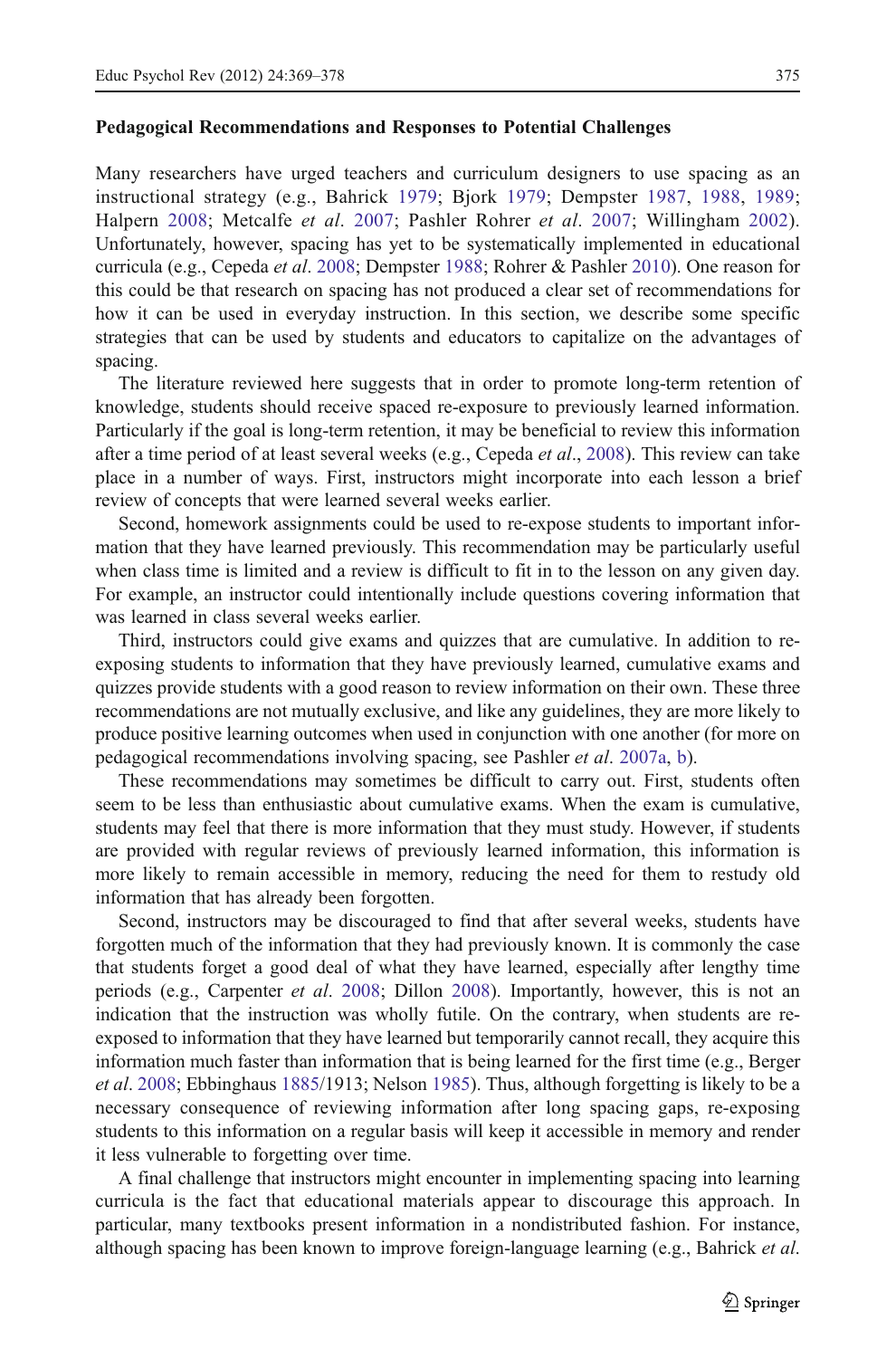**Pedagogical Recommendations and Responses to Potential Challenges**

Many researchers have urged teachers and curriculum designers to use spacing as an instructional strategy (e.g., Bahrick 1979; Bjork 1979; Dempster 1987, 1988, 1989; Halpern 2008; Metcalfe *et al*. 2007; Pashler Rohrer *et al*. 2007; Willingham 2002). Unfortunately, however, spacing has yet to be systematically implemented in educational curricula (e.g., Cepeda *et al*. 2008; Dempster 1988; Rohrer & Pashler 2010). One reason for this could be that research on spacing has not produced a clear set of recommendations for how it can be used in everyday instruction. In this section, we describe some specific strategies that can be used by students and educators to capitalize on the advantages of spacing.

The literature reviewed here suggests that in order to promote long-term retention of knowledge, students should receive spaced re-exposure to previously learned information. Particularly if the goal is long-term retention, it may be beneficial to review this information after a time period of at least several weeks (e.g., Cepeda *et al*., 2008). This review can take place in a number of ways. First, instructors might incorporate into each lesson a brief review of concepts that were learned several weeks earlier.

Second, homework assignments could be used to re-expose students to important information that they have learned previously. This recommendation may be particularly useful when class time is limited and a review is difficult to fit in to the lesson on any given day. For example, an instructor could intentionally include questions covering information that was learned in class several weeks earlier.

Third, instructors could give exams and quizzes that are cumulative. In addition to re-exposing students to information that they have previously learned, cumulative exams and quizzes provide students with a good reason to review information on their own. These three recommendations are not mutually exclusive, and like any guidelines, they are more likely to produce positive learning outcomes when used in conjunction with one another (for more on pedagogical recommendations involving spacing, see Pashler *et al*. 2007a, b).

These recommendations may sometimes be difficult to carry out. First, students often seem to be less than enthusiastic about cumulative exams. When the exam is cumulative, students may feel that there is more information that they must study. However, if students are provided with regular reviews of previously learned information, this information is more likely to remain accessible in memory, reducing the need for them to restudy old information that has already been forgotten.

Second, instructors may be discouraged to find that after several weeks, students have forgotten much of the information that they had previously known. It is commonly the case that students forget a good deal of what they have learned, especially after lengthy time periods (e.g., Carpenter *et al*. 2008; Dillon 2008). Importantly, however, this is not an indication that the instruction was wholly futile. On the contrary, when students are re-exposed to information that they have learned but temporarily cannot recall, they acquire this information much faster than information that is being learned for the first time (e.g., Berger *et al*. 2008; Ebbinghaus 1885/1913; Nelson 1985). Thus, although forgetting is likely to be a necessary consequence of reviewing information after long spacing gaps, re-exposing students to this information on a regular basis will keep it accessible in memory and render it less vulnerable to forgetting over time.

A final challenge that instructors might encounter in implementing spacing into learning curricula is the fact that educational materials appear to discourage this approach. In particular, many textbooks present information in a nondistributed fashion. For instance, although spacing has been known to improve foreign-language learning (e.g., Bahrick *et al*.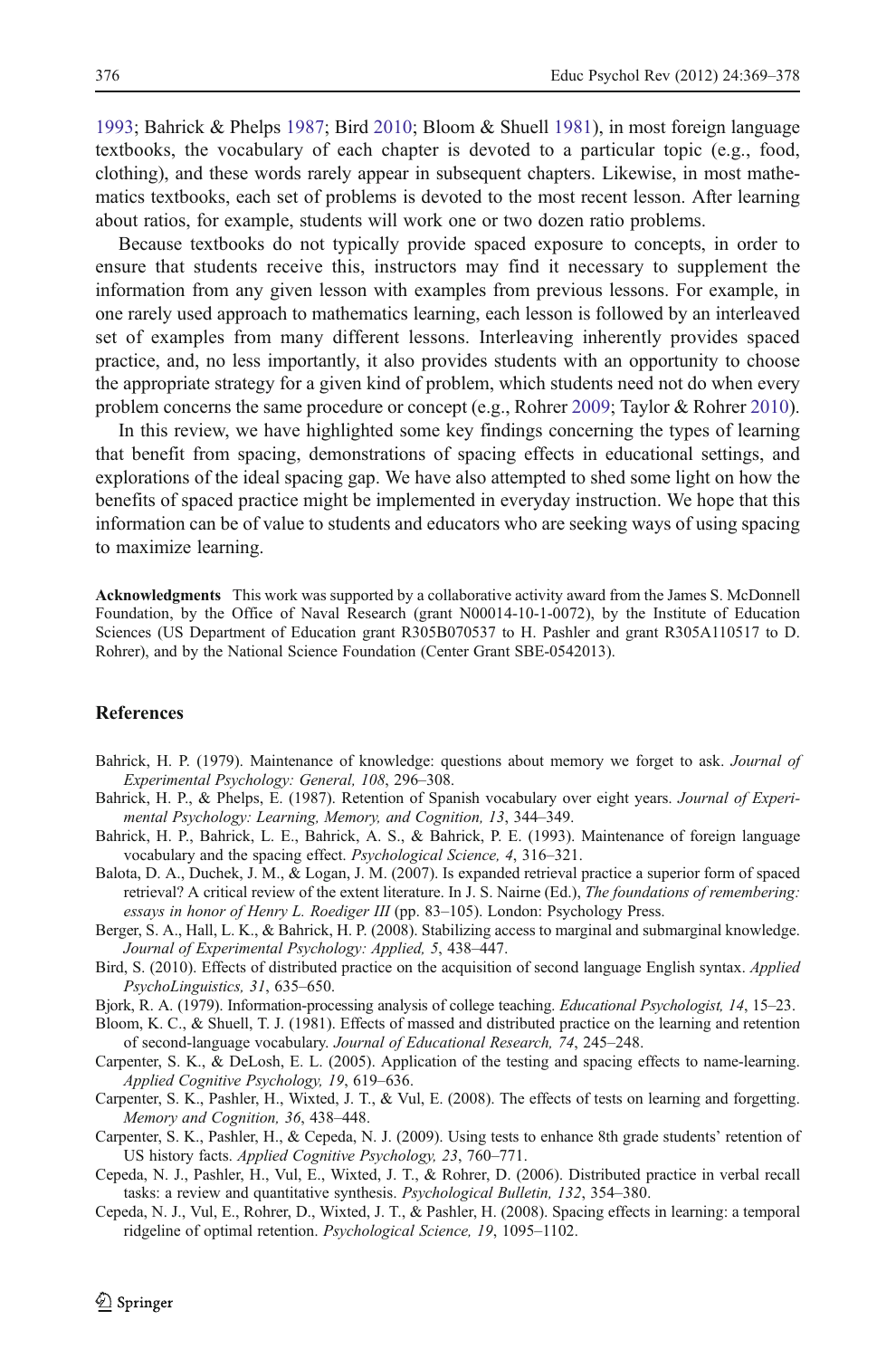1993; Bahrick & Phelps 1987; Bird 2010; Bloom & Shuell 1981), in most foreign language textbooks, the vocabulary of each chapter is devoted to a particular topic (e.g., food, clothing), and these words rarely appear in subsequent chapters. Likewise, in most mathematics textbooks, each set of problems is devoted to the most recent lesson. After learning about ratios, for example, students will work one or two dozen ratio problems.

Because textbooks do not typically provide spaced exposure to concepts, in order to ensure that students receive this, instructors may find it necessary to supplement the information from any given lesson with examples from previous lessons. For example, in one rarely used approach to mathematics learning, each lesson is followed by an interleaved set of examples from many different lessons. Interleaving inherently provides spaced practice, and, no less importantly, it also provides students with an opportunity to choose the appropriate strategy for a given kind of problem, which students need not do when every problem concerns the same procedure or concept (e.g., Rohrer 2009; Taylor & Rohrer 2010).

In this review, we have highlighted some key findings concerning the types of learning that benefit from spacing, demonstrations of spacing effects in educational settings, and explorations of the ideal spacing gap. We have also attempted to shed some light on how the benefits of spaced practice might be implemented in everyday instruction. We hope that this information can be of value to students and educators who are seeking ways of using spacing to maximize learning.

**Acknowledgments** This work was supported by a collaborative activity award from the James S. McDonnell Foundation, by the Office of Naval Research (grant N00014-10-1-0072), by the Institute of Education Sciences (US Department of Education grant R305B070537 to H. Pashler and grant R305A110517 to D. Rohrer), and by the National Science Foundation (Center Grant SBE-0542013).

## References

Bahrick, H. P. (1979). Maintenance of knowledge: questions about memory we forget to ask. *Journal of Experimental Psychology: General, 108*, 296–308.

Bahrick, H. P., & Phelps, E. (1987). Retention of Spanish vocabulary over eight years. *Journal of Experimental Psychology: Learning, Memory, and Cognition, 13*, 344–349.

Bahrick, H. P., Bahrick, L. E., Bahrick, A. S., & Bahrick, P. E. (1993). Maintenance of foreign language vocabulary and the spacing effect. *Psychological Science, 4*, 316–321.

Balota, D. A., Duchek, J. M., & Logan, J. M. (2007). Is expanded retrieval practice a superior form of spaced retrieval? A critical review of the extent literature. In J. S. Nairne (Ed.), *The foundations of remembering: essays in honor of Henry L. Roediger III* (pp. 83–105). London: Psychology Press.

Berger, S. A., Hall, L. K., & Bahrick, H. P. (2008). Stabilizing access to marginal and submarginal knowledge. *Journal of Experimental Psychology: Applied, 5*, 438–447.

Bird, S. (2010). Effects of distributed practice on the acquisition of second language English syntax. *Applied PsychoLinguistics, 31*, 635–650.

Bjork, R. A. (1979). Information-processing analysis of college teaching. *Educational Psychologist, 14*, 15–23.

Bloom, K. C., & Shuell, T. J. (1981). Effects of massed and distributed practice on the learning and retention of second-language vocabulary. *Journal of Educational Research, 74*, 245–248.

Carpenter, S. K., & DeLosh, E. L. (2005). Application of the testing and spacing effects to name-learning. *Applied Cognitive Psychology, 19*, 619–636.

Carpenter, S. K., Pashler, H., Wixted, J. T., & Vul, E. (2008). The effects of tests on learning and forgetting. *Memory and Cognition, 36*, 438–448.

Carpenter, S. K., Pashler, H., & Cepeda, N. J. (2009). Using tests to enhance 8th grade students' retention of US history facts. *Applied Cognitive Psychology, 23*, 760–771.

Cepeda, N. J., Pashler, H., Vul, E., Wixted, J. T., & Rohrer, D. (2006). Distributed practice in verbal recall tasks: a review and quantitative synthesis. *Psychological Bulletin, 132*, 354–380.

Cepeda, N. J., Vul, E., Rohrer, D., Wixted, J. T., & Pashler, H. (2008). Spacing effects in learning: a temporal ridgeline of optimal retention. *Psychological Science, 19*, 1095–1102.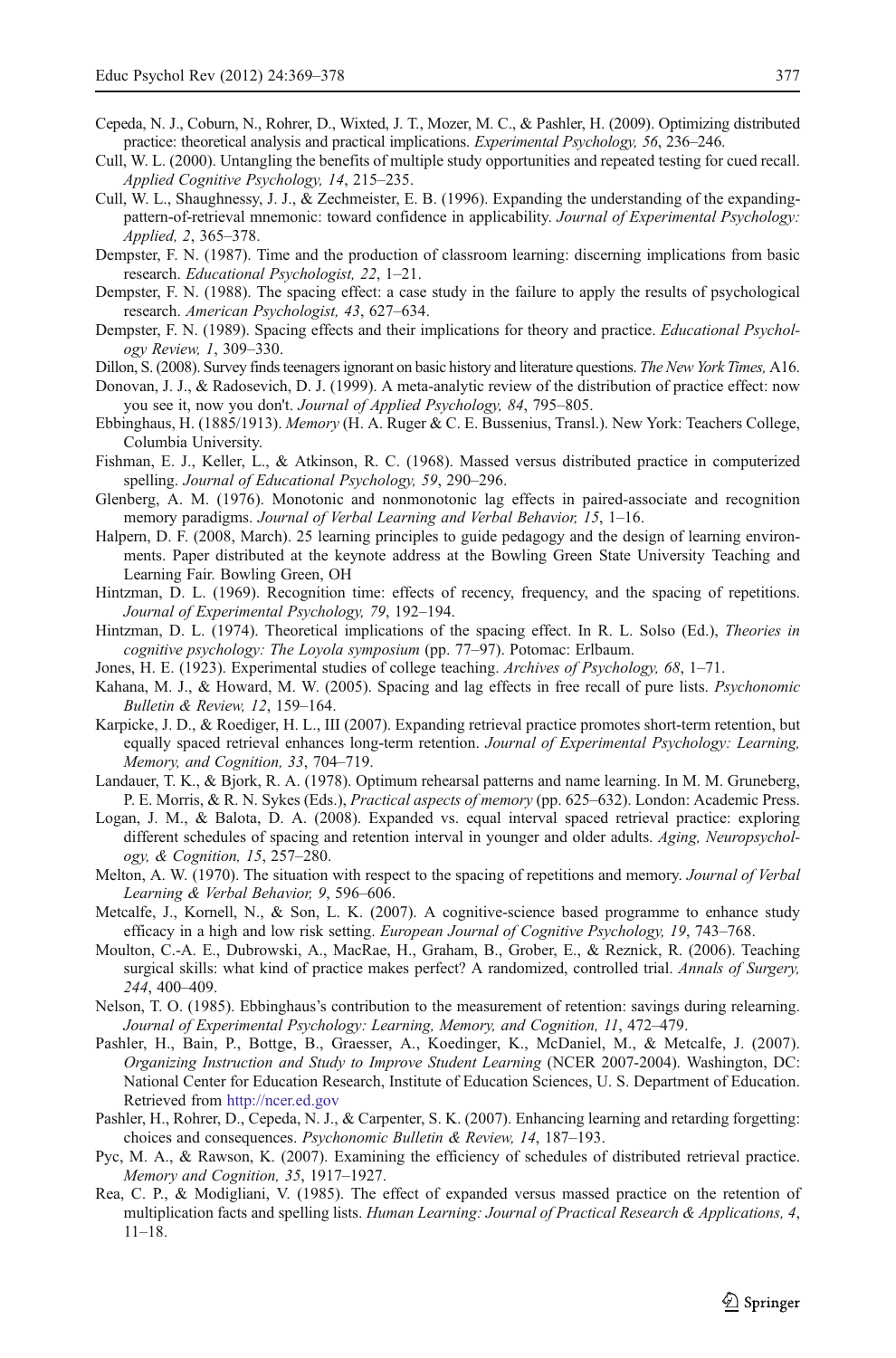Cepeda, N. J., Coburn, N., Rohrer, D., Wixted, J. T., Mozer, M. C., & Pashler, H. (2009). Optimizing distributed practice: theoretical analysis and practical implications. *Experimental Psychology, 56*, 236–246.

Cull, W. L. (2000). Untangling the benefits of multiple study opportunities and repeated testing for cued recall. *Applied Cognitive Psychology, 14*, 215–235.

Cull, W. L., Shaughnessy, J. J., & Zechmeister, E. B. (1996). Expanding the understanding of the expanding-pattern-of-retrieval mnemonic: toward confidence in applicability. *Journal of Experimental Psychology: Applied, 2*, 365–378.

Dempster, F. N. (1987). Time and the production of classroom learning: discerning implications from basic research. *Educational Psychologist, 22*, 1–21.

Dempster, F. N. (1988). The spacing effect: a case study in the failure to apply the results of psychological research. *American Psychologist, 43*, 627–634.

Dempster, F. N. (1989). Spacing effects and their implications for theory and practice. *Educational Psychology Review, 1*, 309–330.

Dillon, S. (2008). Survey finds teenagers ignorant on basic history and literature questions. *The New York Times,* A16.

Donovan, J. J., & Radosevich, D. J. (1999). A meta-analytic review of the distribution of practice effect: now you see it, now you don't. *Journal of Applied Psychology, 84*, 795–805.

Ebbinghaus, H. (1885/1913). *Memory* (H. A. Ruger & C. E. Bussenius, Transl.). New York: Teachers College, Columbia University.

Fishman, E. J., Keller, L., & Atkinson, R. C. (1968). Massed versus distributed practice in computerized spelling. *Journal of Educational Psychology, 59*, 290–296.

Glenberg, A. M. (1976). Monotonic and nonmonotonic lag effects in paired-associate and recognition memory paradigms. *Journal of Verbal Learning and Verbal Behavior, 15*, 1–16.

Halpern, D. F. (2008, March). 25 learning principles to guide pedagogy and the design of learning environments. Paper distributed at the keynote address at the Bowling Green State University Teaching and Learning Fair. Bowling Green, OH

Hintzman, D. L. (1969). Recognition time: effects of recency, frequency, and the spacing of repetitions. *Journal of Experimental Psychology, 79*, 192–194.

Hintzman, D. L. (1974). Theoretical implications of the spacing effect. In R. L. Solso (Ed.), *Theories in cognitive psychology: The Loyola symposium* (pp. 77–97). Potomac: Erlbaum.

Jones, H. E. (1923). Experimental studies of college teaching. *Archives of Psychology, 68*, 1–71.

Kahana, M. J., & Howard, M. W. (2005). Spacing and lag effects in free recall of pure lists. *Psychonomic Bulletin & Review, 12*, 159–164.

Karpicke, J. D., & Roediger, H. L., III (2007). Expanding retrieval practice promotes short-term retention, but equally spaced retrieval enhances long-term retention. *Journal of Experimental Psychology: Learning, Memory, and Cognition, 33*, 704–719.

Landauer, T. K., & Bjork, R. A. (1978). Optimum rehearsal patterns and name learning. In M. M. Gruneberg, P. E. Morris, & R. N. Sykes (Eds.), *Practical aspects of memory* (pp. 625–632). London: Academic Press.

Logan, J. M., & Balota, D. A. (2008). Expanded vs. equal interval spaced retrieval practice: exploring different schedules of spacing and retention interval in younger and older adults. *Aging, Neuropsychology, & Cognition, 15*, 257–280.

Melton, A. W. (1970). The situation with respect to the spacing of repetitions and memory. *Journal of Verbal Learning & Verbal Behavior, 9*, 596–606.

Metcalfe, J., Kornell, N., & Son, L. K. (2007). A cognitive-science based programme to enhance study efficacy in a high and low risk setting. *European Journal of Cognitive Psychology, 19*, 743–768.

Moulton, C.-A. E., Dubrowski, A., MacRae, H., Graham, B., Grober, E., & Reznick, R. (2006). Teaching surgical skills: what kind of practice makes perfect? A randomized, controlled trial. *Annals of Surgery, 244*, 400–409.

Nelson, T. O. (1985). Ebbinghaus's contribution to the measurement of retention: savings during relearning. *Journal of Experimental Psychology: Learning, Memory, and Cognition, 11*, 472–479.

Pashler, H., Bain, P., Bottge, B., Graesser, A., Koedinger, K., McDaniel, M., & Metcalfe, J. (2007). *Organizing Instruction and Study to Improve Student Learning* (NCER 2007-2004). Washington, DC: National Center for Education Research, Institute of Education Sciences, U. S. Department of Education. Retrieved from http://ncer.ed.gov

Pashler, H., Rohrer, D., Cepeda, N. J., & Carpenter, S. K. (2007). Enhancing learning and retarding forgetting: choices and consequences. *Psychonomic Bulletin & Review, 14*, 187–193.

Pyc, M. A., & Rawson, K. (2007). Examining the efficiency of schedules of distributed retrieval practice. *Memory and Cognition, 35*, 1917–1927.

Rea, C. P., & Modigliani, V. (1985). The effect of expanded versus massed practice on the retention of multiplication facts and spelling lists. *Human Learning: Journal of Practical Research & Applications, 4*, 11–18.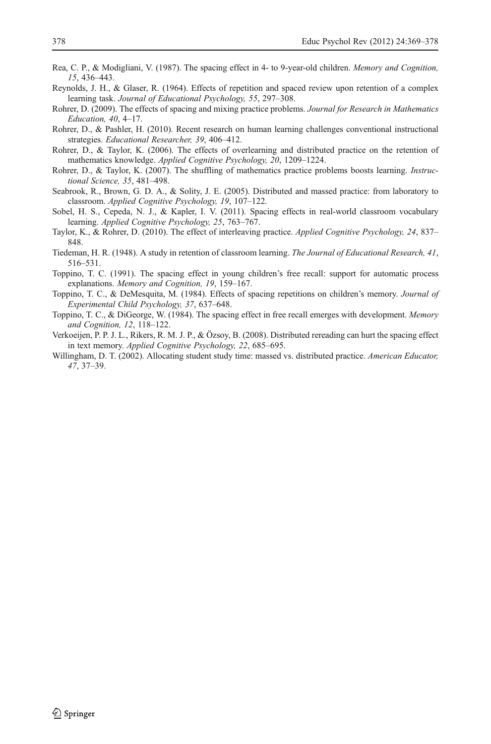Rea, C. P., & Modigliani, V. (1987). The spacing effect in 4- to 9-year-old children. *Memory and Cognition, 15*, 436–443.

Reynolds, J. H., & Glaser, R. (1964). Effects of repetition and spaced review upon retention of a complex learning task. *Journal of Educational Psychology, 55*, 297–308.

Rohrer, D. (2009). The effects of spacing and mixing practice problems. *Journal for Research in Mathematics Education, 40*, 4–17.

Rohrer, D., & Pashler, H. (2010). Recent research on human learning challenges conventional instructional strategies. *Educational Researcher, 39*, 406–412.

Rohrer, D., & Taylor, K. (2006). The effects of overlearning and distributed practice on the retention of mathematics knowledge. *Applied Cognitive Psychology, 20*, 1209–1224.

Rohrer, D., & Taylor, K. (2007). The shuffling of mathematics practice problems boosts learning. *Instructional Science, 35*, 481–498.

Seabrook, R., Brown, G. D. A., & Solity, J. E. (2005). Distributed and massed practice: from laboratory to classroom. *Applied Cognitive Psychology, 19*, 107–122.

Sobel, H. S., Cepeda, N. J., & Kapler, I. V. (2011). Spacing effects in real-world classroom vocabulary learning. *Applied Cognitive Psychology, 25*, 763–767.

Taylor, K., & Rohrer, D. (2010). The effect of interleaving practice. *Applied Cognitive Psychology, 24*, 837–848.

Tiedeman, H. R. (1948). A study in retention of classroom learning. *The Journal of Educational Research, 41*, 516–531.

Toppino, T. C. (1991). The spacing effect in young children's free recall: support for automatic process explanations. *Memory and Cognition, 19*, 159–167.

Toppino, T. C., & DeMesquita, M. (1984). Effects of spacing repetitions on children's memory. *Journal of Experimental Child Psychology, 37*, 637–648.

Toppino, T. C., & DiGeorge, W. (1984). The spacing effect in free recall emerges with development. *Memory and Cognition, 12*, 118–122.

Verkoeijen, P. P. J. L., Rikers, R. M. J. P., & Özsoy, B. (2008). Distributed rereading can hurt the spacing effect in text memory. *Applied Cognitive Psychology, 22*, 685–695.

Willingham, D. T. (2002). Allocating student study time: massed vs. distributed practice. *American Educator, 47*, 37–39.